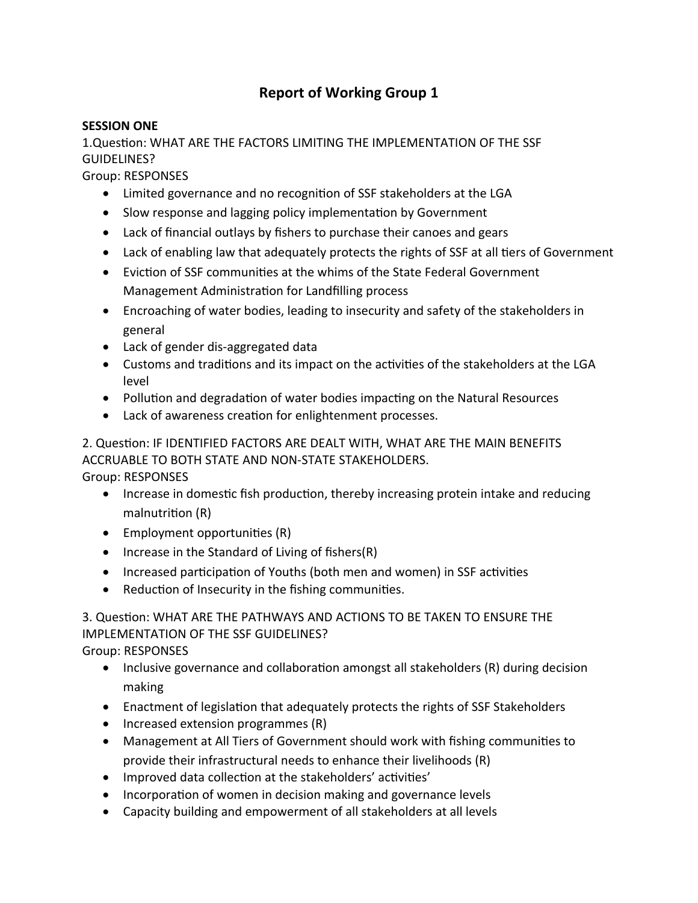# Report of Working Group 1

**SESSION ONE**

1.Question: WHAT ARE THE FACTORS LIMITING THE IMPLEMENTATION OF THE SSF GUIDELINES?

Group: RESPONSES

- Limited governance and no recognition of SSF stakeholders at the LGA
- Slow response and lagging policy implementation by Government
- Lack of financial outlays by fishers to purchase their canoes and gears
- Lack of enabling law that adequately protects the rights of SSF at all tiers of Government
- Eviction of SSF communities at the whims of the State Federal Government Management Administration for Landfilling process
- Encroaching of water bodies, leading to insecurity and safety of the stakeholders in general
- Lack of gender dis-aggregated data
- Customs and traditions and its impact on the activities of the stakeholders at the LGA level
- Pollution and degradation of water bodies impacting on the Natural Resources
- Lack of awareness creation for enlightenment processes.

2. Question: IF IDENTIFIED FACTORS ARE DEALT WITH, WHAT ARE THE MAIN BENEFITS ACCRUABLE TO BOTH STATE AND NON-STATE STAKEHOLDERS.

Group: RESPONSES

- Increase in domestic fish production, thereby increasing protein intake and reducing malnutrition (R)
- Employment opportunities (R)
- Increase in the Standard of Living of fishers(R)
- Increased participation of Youths (both men and women) in SSF activities
- Reduction of Insecurity in the fishing communities.

3. Question: WHAT ARE THE PATHWAYS AND ACTIONS TO BE TAKEN TO ENSURE THE IMPLEMENTATION OF THE SSF GUIDELINES?

Group: RESPONSES

- Inclusive governance and collaboration amongst all stakeholders (R) during decision making
- Enactment of legislation that adequately protects the rights of SSF Stakeholders
- Increased extension programmes (R)
- Management at All Tiers of Government should work with fishing communities to provide their infrastructural needs to enhance their livelihoods (R)
- Improved data collection at the stakeholders' activities'
- Incorporation of women in decision making and governance levels
- Capacity building and empowerment of all stakeholders at all levels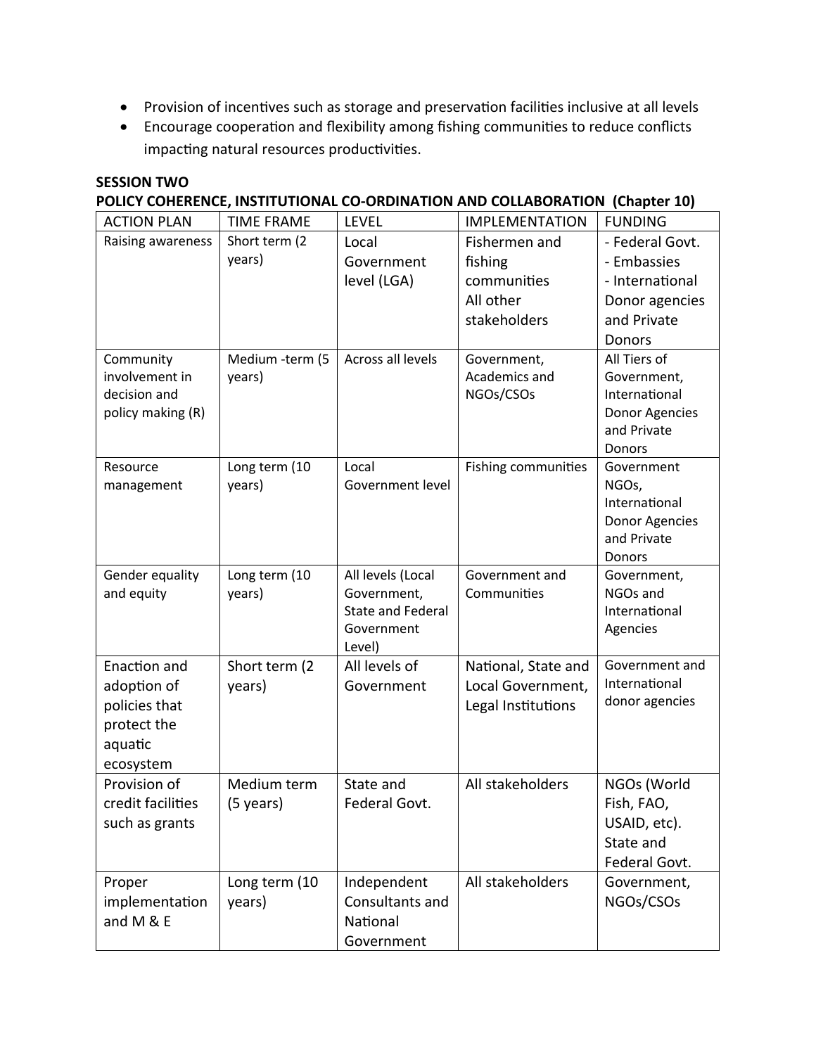- Provision of incentives such as storage and preservation facilities inclusive at all levels
- Encourage cooperation and flexibility among fishing communities to reduce conflicts impacting natural resources productivities.

**SESSION TWO**

**POLICY COHERENCE, INSTITUTIONAL CO-ORDINATION AND COLLABORATION (Chapter 10)**

| ACTION PLAN | TIME FRAME | LEVEL | IMPLEMENTATION | FUNDING |
|---|---|---|---|---|
| Raising awareness | Short term (2 years) | Local Government level (LGA) | Fishermen and fishing communities<br>All other stakeholders | - Federal Govt.<br>- Embassies<br>- International Donor agencies and Private Donors |
| Community involvement in decision and policy making (R) | Medium -term (5 years) | Across all levels | Government, Academics and NGOs/CSOs | All Tiers of Government, International Donor Agencies and Private Donors |
| Resource management | Long term (10 years) | Local Government level | Fishing communities | Government NGOs, International Donor Agencies and Private Donors |
| Gender equality and equity | Long term (10 years) | All levels (Local Government, State and Federal Government Level) | Government and Communities | Government, NGOs and International Agencies |
| Enaction and adoption of policies that protect the aquatic ecosystem | Short term (2 years) | All levels of Government | National, State and Local Government, Legal Institutions | Government and International donor agencies |
| Provision of credit facilities such as grants | Medium term (5 years) | State and Federal Govt. | All stakeholders | NGOs (World Fish, FAO, USAID, etc). State and Federal Govt. |
| Proper implementation and M & E | Long term (10 years) | Independent Consultants and National Government | All stakeholders | Government, NGOs/CSOs |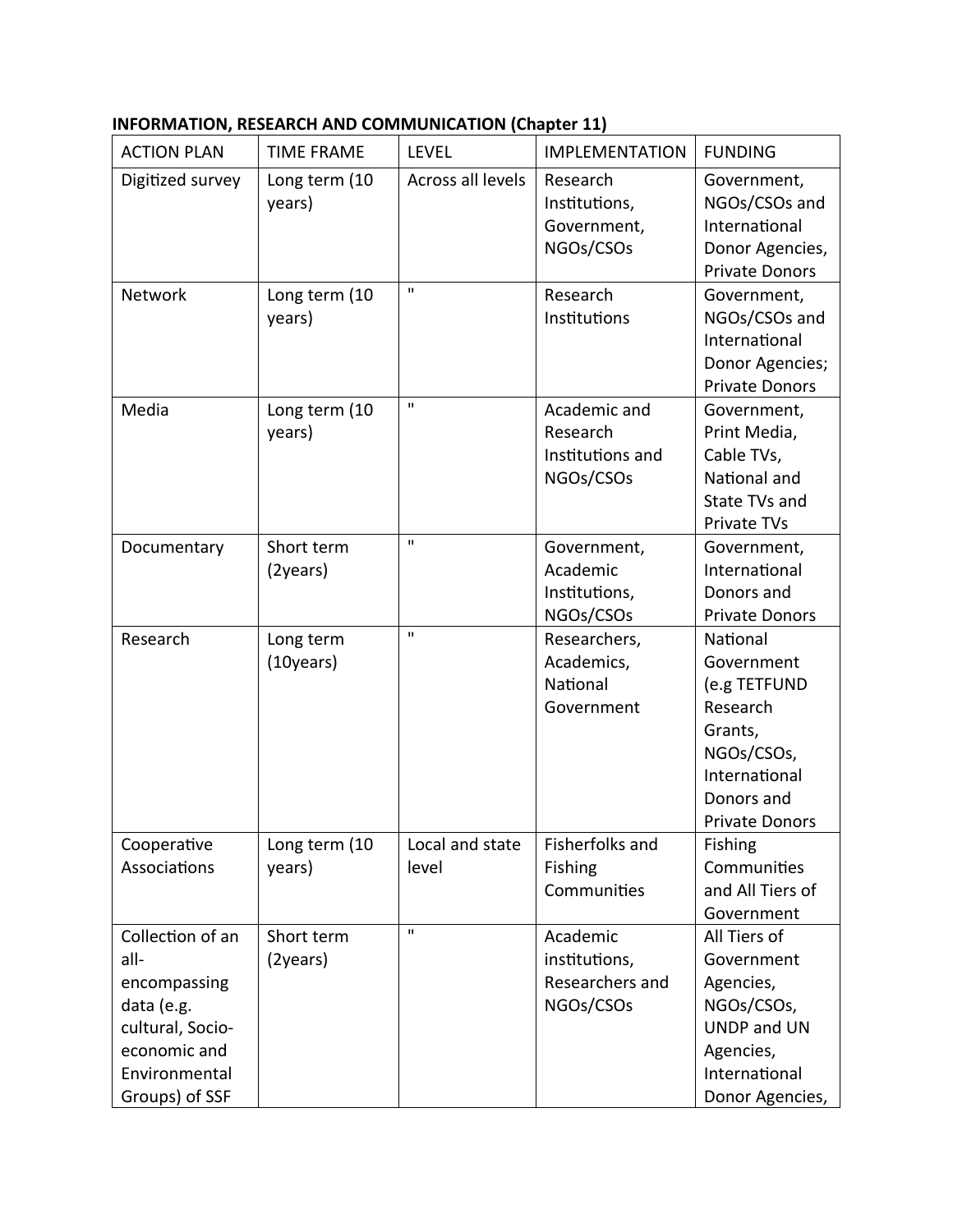**INFORMATION, RESEARCH AND COMMUNICATION (Chapter 11)**

| ACTION PLAN | TIME FRAME | LEVEL | IMPLEMENTATION | FUNDING |
|---|---|---|---|---|
| Digitized survey | Long term (10 years) | Across all levels | Research Institutions, Government, NGOs/CSOs | Government, NGOs/CSOs and International Donor Agencies, Private Donors |
| Network | Long term (10 years) | " | Research Institutions | Government, NGOs/CSOs and International Donor Agencies; Private Donors |
| Media | Long term (10 years) | " | Academic and Research Institutions and NGOs/CSOs | Government, Print Media, Cable TVs, National and State TVs and Private TVs |
| Documentary | Short term (2years) | " | Government, Academic Institutions, NGOs/CSOs | Government, International Donors and Private Donors |
| Research | Long term (10years) | " | Researchers, Academics, National Government | National Government (e.g TETFUND Research Grants, NGOs/CSOs, International Donors and Private Donors |
| Cooperative Associations | Long term (10 years) | Local and state level | Fisherfolks and Fishing Communities | Fishing Communities and All Tiers of Government |
| Collection of an all-encompassing data (e.g. cultural, Socio-economic and Environmental Groups) of SSF | Short term (2years) | " | Academic institutions, Researchers and NGOs/CSOs | All Tiers of Government Agencies, NGOs/CSOs, UNDP and UN Agencies, International Donor Agencies, |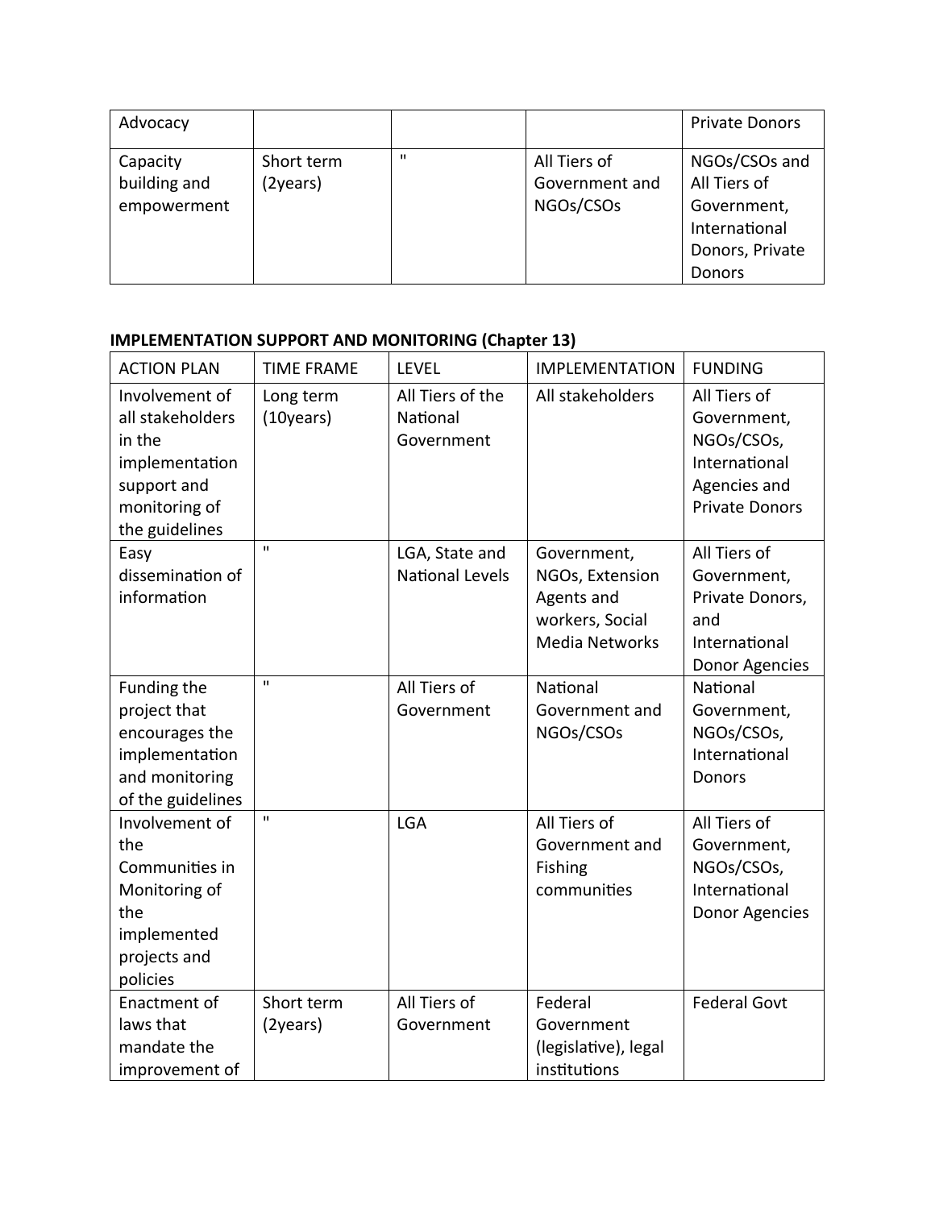| Advocacy | | | | Private Donors |
|---|---|---|---|---|
| Capacity building and empowerment | Short term (2years) | " | All Tiers of Government and NGOs/CSOs | NGOs/CSOs and All Tiers of Government, International Donors, Private Donors |

**IMPLEMENTATION SUPPORT AND MONITORING (Chapter 13)**

| ACTION PLAN | TIME FRAME | LEVEL | IMPLEMENTATION | FUNDING |
|---|---|---|---|---|
| Involvement of all stakeholders in the implementation support and monitoring of the guidelines | Long term (10years) | All Tiers of the National Government | All stakeholders | All Tiers of Government, NGOs/CSOs, International Agencies and Private Donors |
| Easy dissemination of information | " | LGA, State and National Levels | Government, NGOs, Extension Agents and workers, Social Media Networks | All Tiers of Government, Private Donors, and International Donor Agencies |
| Funding the project that encourages the implementation and monitoring of the guidelines | " | All Tiers of Government | National Government and NGOs/CSOs | National Government, NGOs/CSOs, International Donors |
| Involvement of the Communities in Monitoring of the implemented projects and policies | " | LGA | All Tiers of Government and Fishing communities | All Tiers of Government, NGOs/CSOs, International Donor Agencies |
| Enactment of laws that mandate the improvement of | Short term (2years) | All Tiers of Government | Federal Government (legislative), legal institutions | Federal Govt |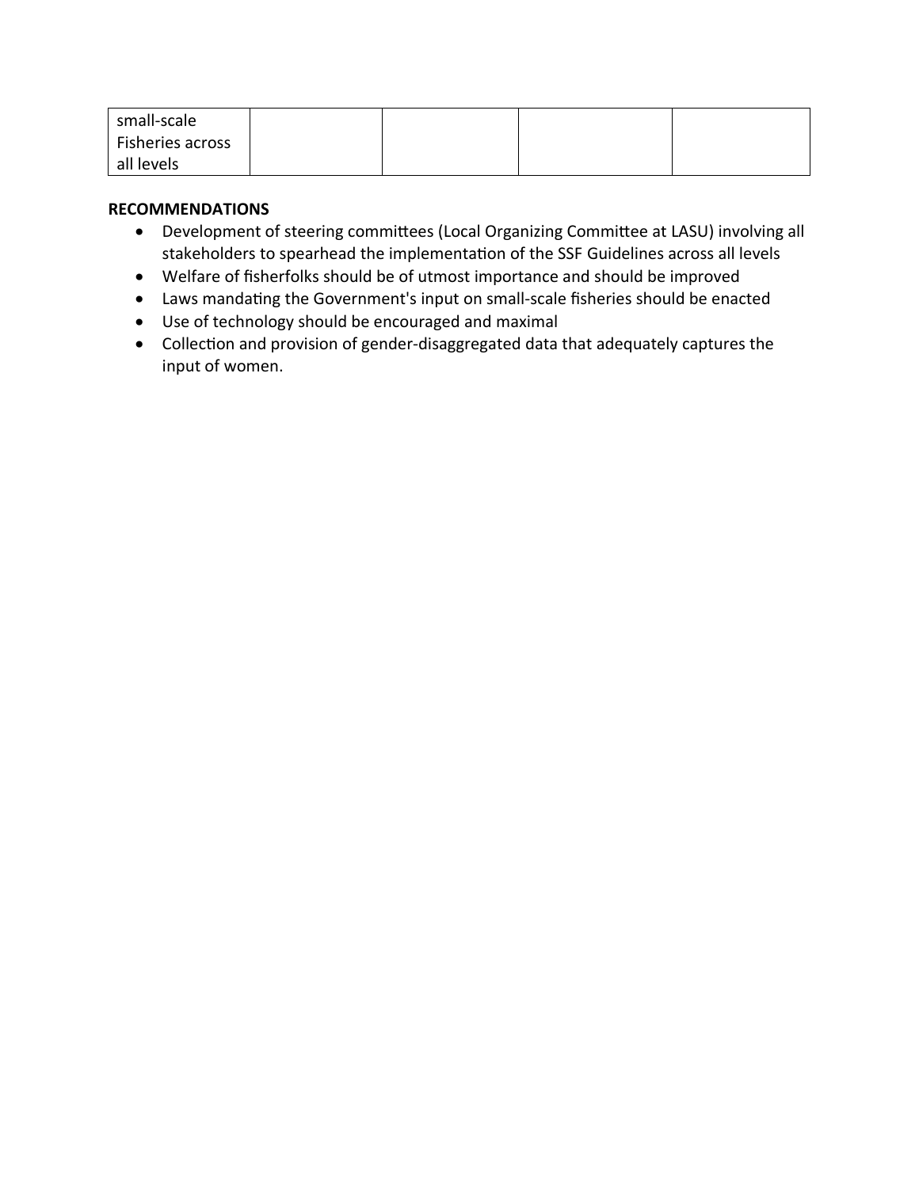| | | | | |
|---|---|---|---|---|
| small-scale Fisheries across all levels | | | | |

**RECOMMENDATIONS**

- Development of steering committees (Local Organizing Committee at LASU) involving all stakeholders to spearhead the implementation of the SSF Guidelines across all levels
- Welfare of fisherfolks should be of utmost importance and should be improved
- Laws mandating the Government's input on small-scale fisheries should be enacted
- Use of technology should be encouraged and maximal
- Collection and provision of gender-disaggregated data that adequately captures the input of women.